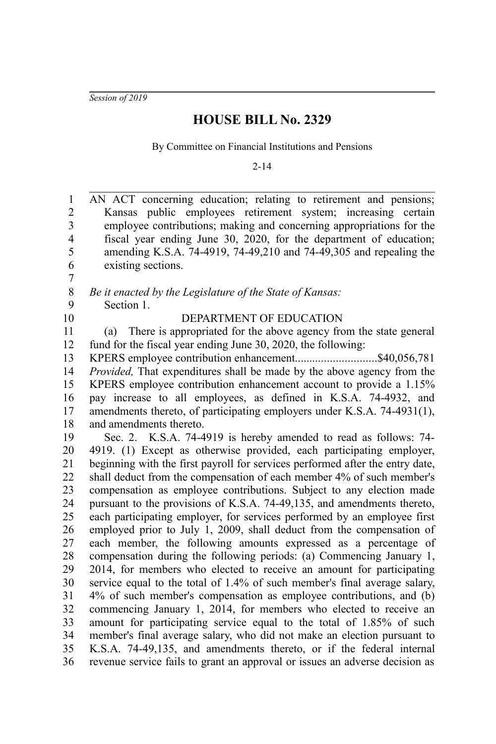*Session of 2019*

# HOUSE BILL No. 2329

By Committee on Financial Institutions and Pensions

2-14

AN ACT concerning education; relating to retirement and pensions; Kansas public employees retirement system; increasing certain employee contributions; making and concerning appropriations for the fiscal year ending June 30, 2020, for the department of education; amending K.S.A. 74-4919, 74-49,210 and 74-49,305 and repealing the existing sections.

*Be it enacted by the Legislature of the State of Kansas:*

Section 1.

DEPARTMENT OF EDUCATION

(a) There is appropriated for the above agency from the state general fund for the fiscal year ending June 30, 2020, the following:

KPERS employee contribution enhancement............................$40,056,781

*Provided,* That expenditures shall be made by the above agency from the KPERS employee contribution enhancement account to provide a 1.15% pay increase to all employees, as defined in K.S.A. 74-4932, and amendments thereto, of participating employers under K.S.A. 74-4931(1), and amendments thereto.

Sec. 2. K.S.A. 74-4919 is hereby amended to read as follows: 74-4919. (1) Except as otherwise provided, each participating employer, beginning with the first payroll for services performed after the entry date, shall deduct from the compensation of each member 4% of such member's compensation as employee contributions. Subject to any election made pursuant to the provisions of K.S.A. 74-49,135, and amendments thereto, each participating employer, for services performed by an employee first employed prior to July 1, 2009, shall deduct from the compensation of each member, the following amounts expressed as a percentage of compensation during the following periods: (a) Commencing January 1, 2014, for members who elected to receive an amount for participating service equal to the total of 1.4% of such member's final average salary, 4% of such member's compensation as employee contributions, and (b) commencing January 1, 2014, for members who elected to receive an amount for participating service equal to the total of 1.85% of such member's final average salary, who did not make an election pursuant to K.S.A. 74-49,135, and amendments thereto, or if the federal internal revenue service fails to grant an approval or issues an adverse decision as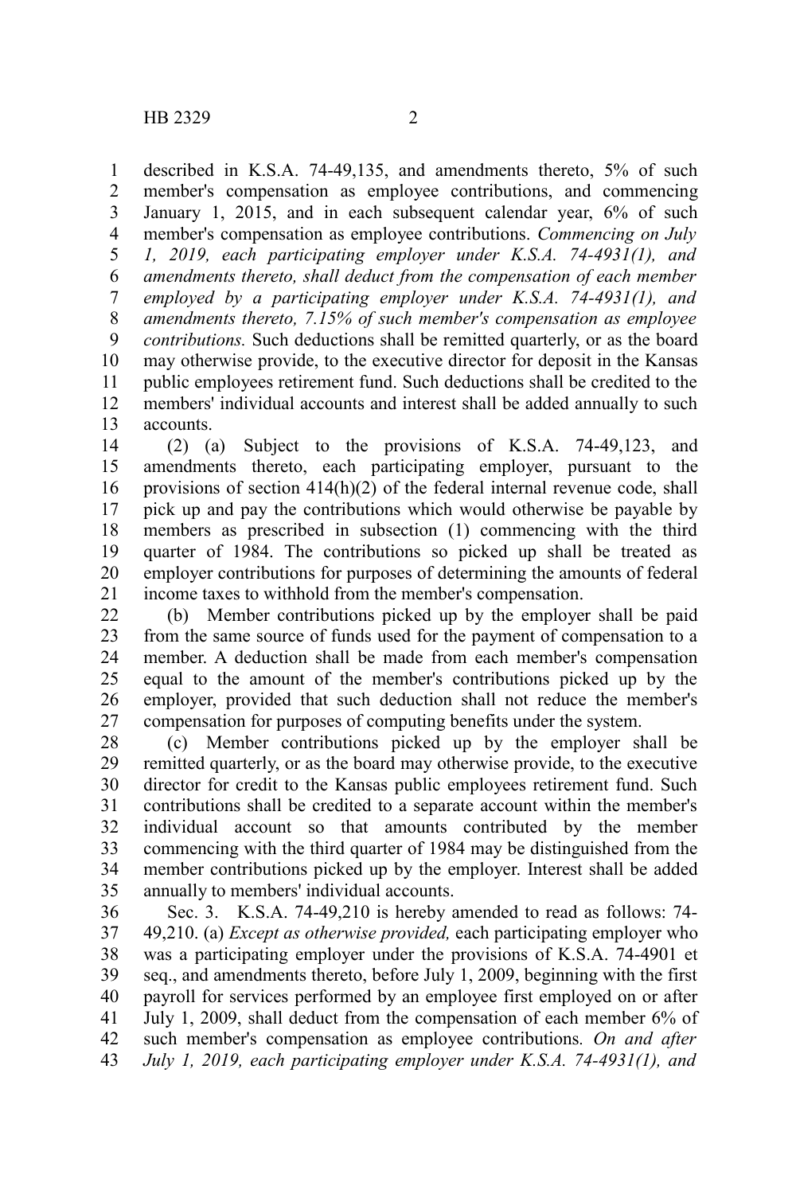described in K.S.A. 74-49,135, and amendments thereto, 5% of such member's compensation as employee contributions, and commencing January 1, 2015, and in each subsequent calendar year, 6% of such member's compensation as employee contributions. *Commencing on July 1, 2019, each participating employer under K.S.A. 74-4931(1), and amendments thereto, shall deduct from the compensation of each member employed by a participating employer under K.S.A. 74-4931(1), and amendments thereto, 7.15% of such member's compensation as employee contributions.* Such deductions shall be remitted quarterly, or as the board may otherwise provide, to the executive director for deposit in the Kansas public employees retirement fund. Such deductions shall be credited to the members' individual accounts and interest shall be added annually to such accounts.

(2) (a) Subject to the provisions of K.S.A. 74-49,123, and amendments thereto, each participating employer, pursuant to the provisions of section 414(h)(2) of the federal internal revenue code, shall pick up and pay the contributions which would otherwise be payable by members as prescribed in subsection (1) commencing with the third quarter of 1984. The contributions so picked up shall be treated as employer contributions for purposes of determining the amounts of federal income taxes to withhold from the member's compensation.

(b) Member contributions picked up by the employer shall be paid from the same source of funds used for the payment of compensation to a member. A deduction shall be made from each member's compensation equal to the amount of the member's contributions picked up by the employer, provided that such deduction shall not reduce the member's compensation for purposes of computing benefits under the system.

(c) Member contributions picked up by the employer shall be remitted quarterly, or as the board may otherwise provide, to the executive director for credit to the Kansas public employees retirement fund. Such contributions shall be credited to a separate account within the member's individual account so that amounts contributed by the member commencing with the third quarter of 1984 may be distinguished from the member contributions picked up by the employer. Interest shall be added annually to members' individual accounts.

Sec. 3. K.S.A. 74-49,210 is hereby amended to read as follows: 74-49,210. (a) *Except as otherwise provided,* each participating employer who was a participating employer under the provisions of K.S.A. 74-4901 et seq., and amendments thereto, before July 1, 2009, beginning with the first payroll for services performed by an employee first employed on or after July 1, 2009, shall deduct from the compensation of each member 6% of such member's compensation as employee contributions. *On and after July 1, 2019, each participating employer under K.S.A. 74-4931(1), and*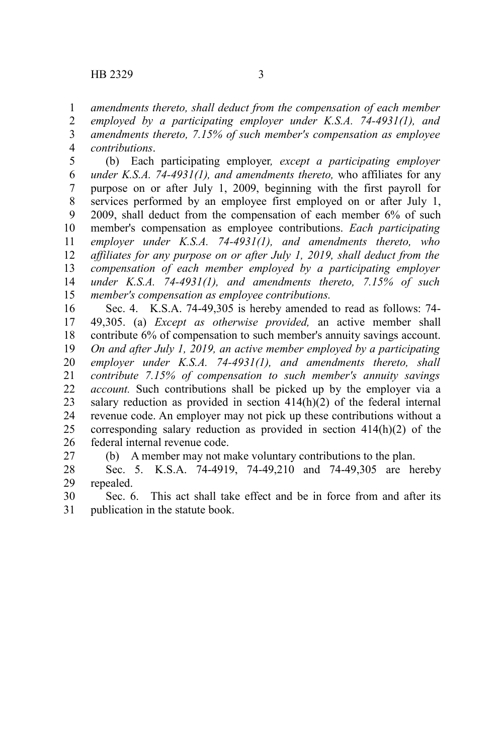*amendments thereto, shall deduct from the compensation of each member employed by a participating employer under K.S.A. 74-4931(1), and amendments thereto, 7.15% of such member's compensation as employee contributions*.

(b) Each participating employer*, except a participating employer under K.S.A. 74-4931(1), and amendments thereto,* who affiliates for any purpose on or after July 1, 2009, beginning with the first payroll for services performed by an employee first employed on or after July 1, 2009, shall deduct from the compensation of each member 6% of such member's compensation as employee contributions. *Each participating employer under K.S.A. 74-4931(1), and amendments thereto, who affiliates for any purpose on or after July 1, 2019, shall deduct from the compensation of each member employed by a participating employer under K.S.A. 74-4931(1), and amendments thereto, 7.15% of such member's compensation as employee contributions.*

Sec. 4. K.S.A. 74-49,305 is hereby amended to read as follows: 74-49,305. (a) *Except as otherwise provided,* an active member shall contribute 6% of compensation to such member's annuity savings account. *On and after July 1, 2019, an active member employed by a participating employer under K.S.A. 74-4931(1), and amendments thereto, shall contribute 7.15% of compensation to such member's annuity savings account.* Such contributions shall be picked up by the employer via a salary reduction as provided in section 414(h)(2) of the federal internal revenue code. An employer may not pick up these contributions without a corresponding salary reduction as provided in section 414(h)(2) of the federal internal revenue code.

(b) A member may not make voluntary contributions to the plan.

Sec. 5. K.S.A. 74-4919, 74-49,210 and 74-49,305 are hereby repealed.

Sec. 6. This act shall take effect and be in force from and after its publication in the statute book.